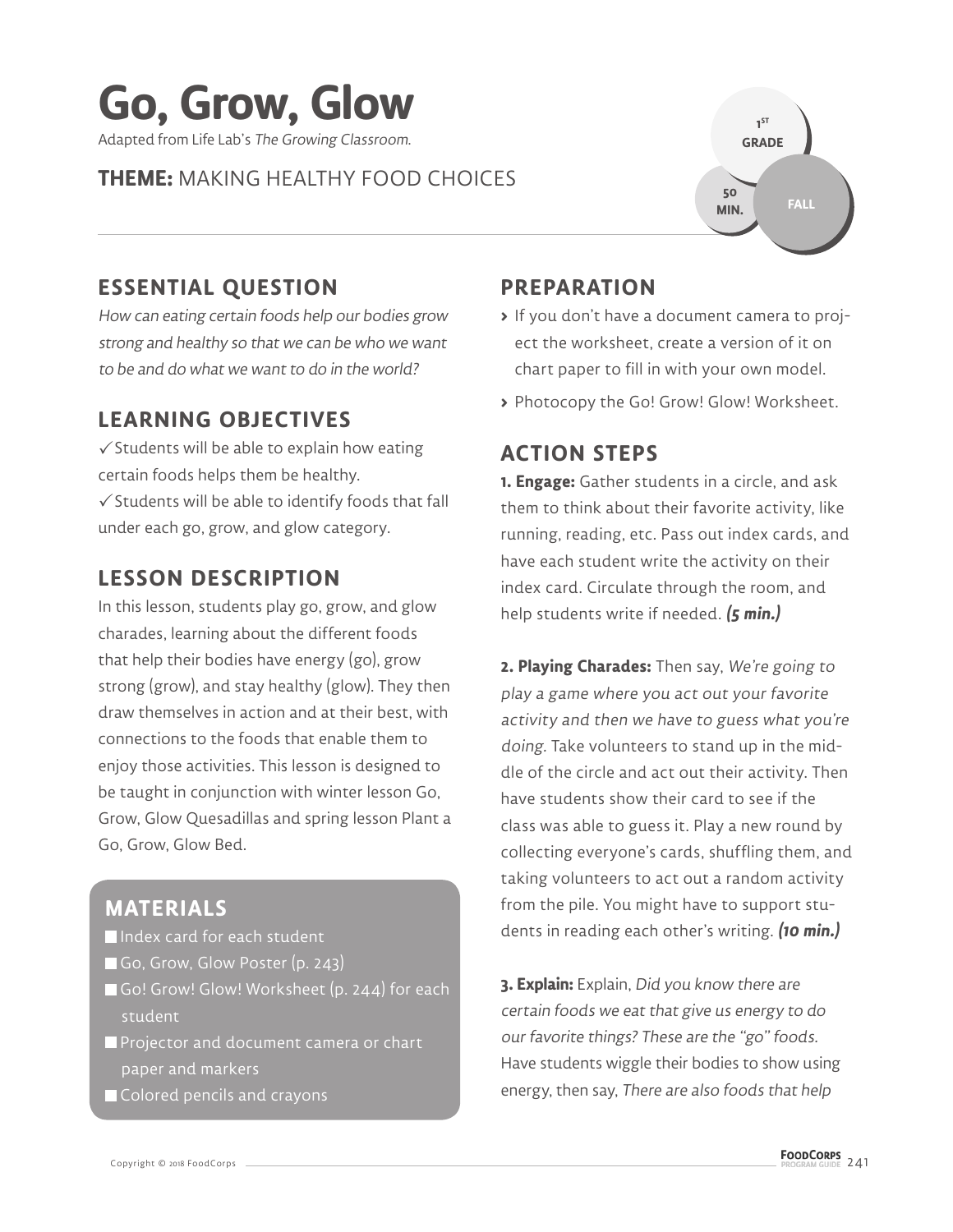# Go, Grow, Glow

Adapted from Life Lab's *The Growing Classroom.*

**THEME:** MAKING HEALTHY FOOD CHOICES

1ST GRADE

50 MIN.

FALL

## ESSENTIAL QUESTION

*How can eating certain foods help our bodies grow strong and healthy so that we can be who we want to be and do what we want to do in the world?*

## LEARNING OBJECTIVES

✓ Students will be able to explain how eating certain foods helps them be healthy.

✓ Students will be able to identify foods that fall under each go, grow, and glow category.

## LESSON DESCRIPTION

In this lesson, students play go, grow, and glow charades, learning about the different foods that help their bodies have energy (go), grow strong (grow), and stay healthy (glow). They then draw themselves in action and at their best, with connections to the foods that enable them to enjoy those activities. This lesson is designed to be taught in conjunction with winter lesson Go, Grow, Glow Quesadillas and spring lesson Plant a Go, Grow, Glow Bed.

## MATERIALS

- Index card for each student
- Go, Grow, Glow Poster (p. 243)
- Go! Grow! Glow! Worksheet (p. 244) for each student
- Projector and document camera or chart paper and markers
- Colored pencils and crayons

## PREPARATION

- If you don't have a document camera to project the worksheet, create a version of it on chart paper to fill in with your own model.
- Photocopy the Go! Grow! Glow! Worksheet.

## ACTION STEPS

**1. Engage:** Gather students in a circle, and ask them to think about their favorite activity, like running, reading, etc. Pass out index cards, and have each student write the activity on their index card. Circulate through the room, and help students write if needed. ***(5 min.)***

**2. Playing Charades:** Then say, *We're going to play a game where you act out your favorite activity and then we have to guess what you're doing.* Take volunteers to stand up in the middle of the circle and act out their activity. Then have students show their card to see if the class was able to guess it. Play a new round by collecting everyone's cards, shuffling them, and taking volunteers to act out a random activity from the pile. You might have to support students in reading each other's writing. ***(10 min.)***

**3. Explain:** Explain, *Did you know there are certain foods we eat that give us energy to do our favorite things? These are the "go" foods.* Have students wiggle their bodies to show using energy, then say, *There are also foods that help*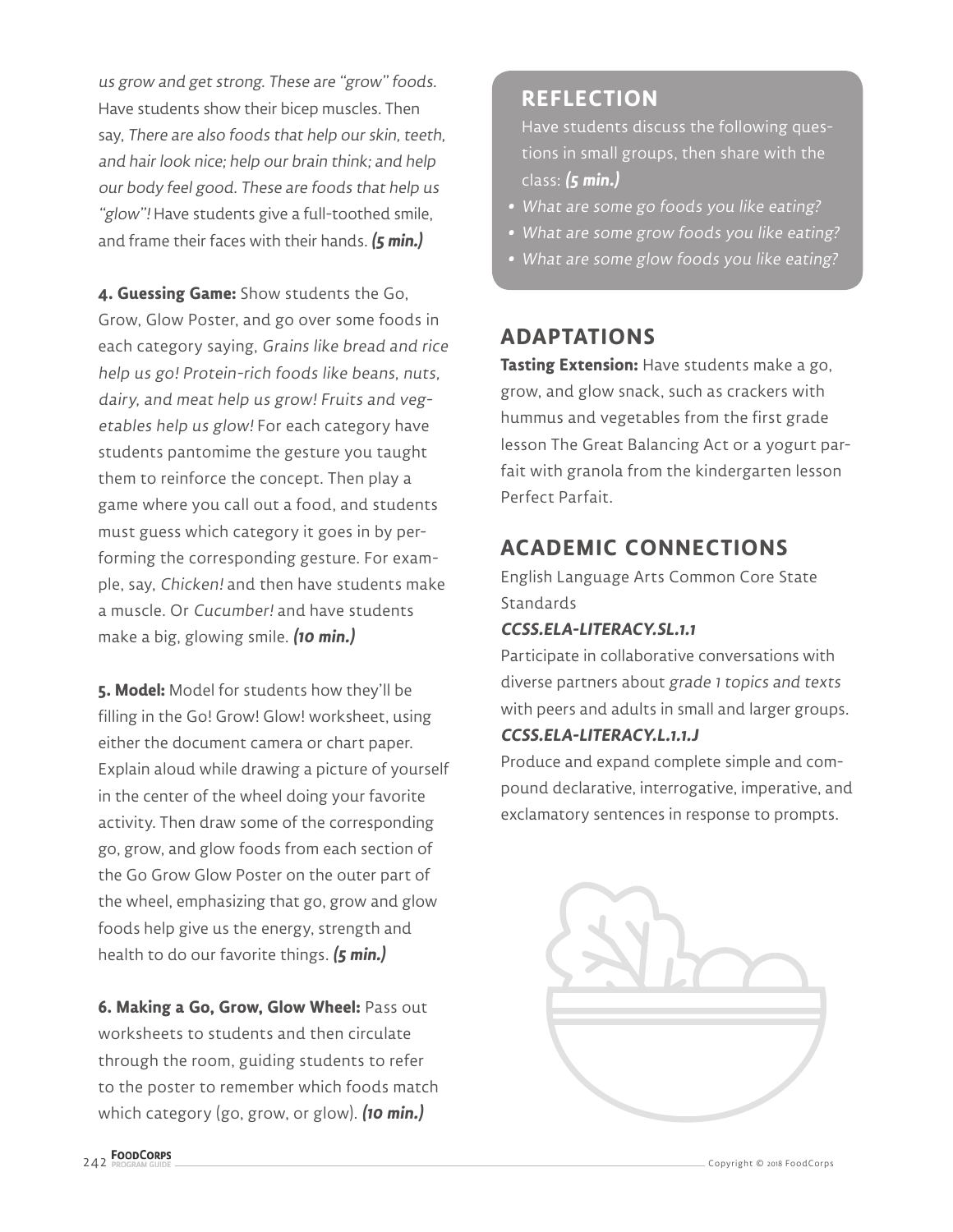*us grow and get strong. These are "grow" foods.* Have students show their bicep muscles. Then say, *There are also foods that help our skin, teeth, and hair look nice; help our brain think; and help our body feel good. These are foods that help us "glow"!* Have students give a full-toothed smile, and frame their faces with their hands. ***(5 min.)***

**4. Guessing Game:** Show students the Go, Grow, Glow Poster, and go over some foods in each category saying, *Grains like bread and rice help us go! Protein-rich foods like beans, nuts, dairy, and meat help us grow! Fruits and vegetables help us glow!* For each category have students pantomime the gesture you taught them to reinforce the concept. Then play a game where you call out a food, and students must guess which category it goes in by performing the corresponding gesture. For example, say, *Chicken!* and then have students make a muscle. Or *Cucumber!* and have students make a big, glowing smile. ***(10 min.)***

**5. Model:** Model for students how they'll be filling in the Go! Grow! Glow! worksheet, using either the document camera or chart paper. Explain aloud while drawing a picture of yourself in the center of the wheel doing your favorite activity. Then draw some of the corresponding go, grow, and glow foods from each section of the Go Grow Glow Poster on the outer part of the wheel, emphasizing that go, grow and glow foods help give us the energy, strength and health to do our favorite things. ***(5 min.)***

**6. Making a Go, Grow, Glow Wheel:** Pass out worksheets to students and then circulate through the room, guiding students to refer to the poster to remember which foods match which category (go, grow, or glow). ***(10 min.)***

## REFLECTION

Have students discuss the following questions in small groups, then share with the class: ***(5 min.)***

- *What are some go foods you like eating?*
- *What are some grow foods you like eating?*
- *What are some glow foods you like eating?*

## ADAPTATIONS

**Tasting Extension:** Have students make a go, grow, and glow snack, such as crackers with hummus and vegetables from the first grade lesson The Great Balancing Act or a yogurt parfait with granola from the kindergarten lesson Perfect Parfait.

## ACADEMIC CONNECTIONS

English Language Arts Common Core State Standards

***CCSS.ELA-LITERACY.SL.1.1***

Participate in collaborative conversations with diverse partners about *grade 1 topics and texts* with peers and adults in small and larger groups.

***CCSS.ELA-LITERACY.L.1.1.J***

Produce and expand complete simple and compound declarative, interrogative, imperative, and exclamatory sentences in response to prompts.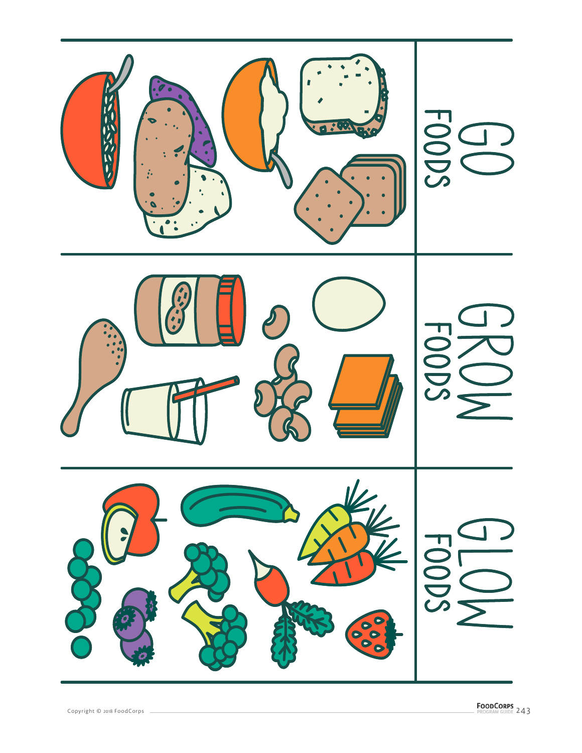GO FOODS

GROW FOODS

GLOW FOODS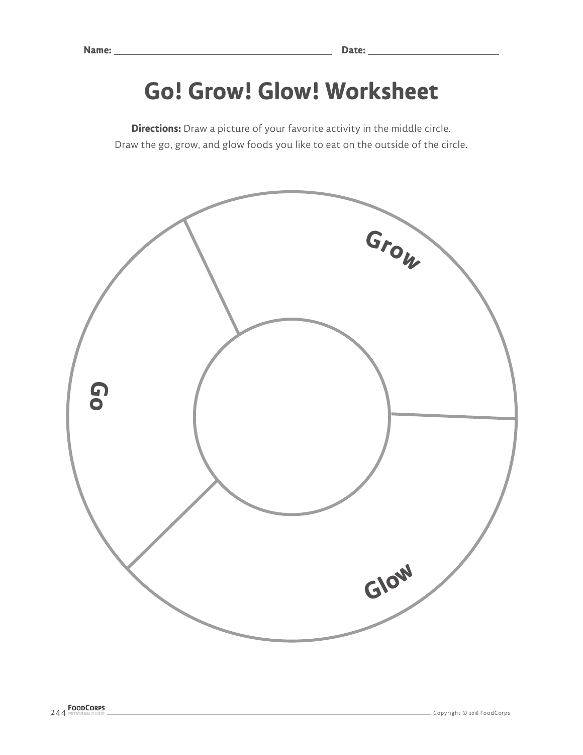Name: ______________________ Date: ______________

# Go! Grow! Glow! Worksheet

**Directions:** Draw a picture of your favorite activity in the middle circle.
Draw the go, grow, and glow foods you like to eat on the outside of the circle.

Grow

Go

Glow